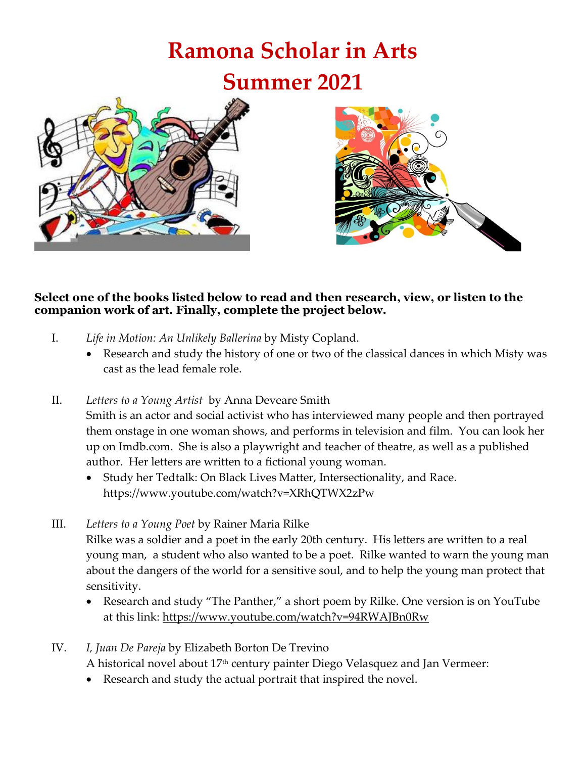# Ramona Scholar in Arts

# Summer 2021

**Select one of the books listed below to read and then research, view, or listen to the companion work of art. Finally, complete the project below.**

I. *Life in Motion: An Unlikely Ballerina* by Misty Copland.
   - Research and study the history of one or two of the classical dances in which Misty was cast as the lead female role.

II. *Letters to a Young Artist* by Anna Deveare Smith
   Smith is an actor and social activist who has interviewed many people and then portrayed them onstage in one woman shows, and performs in television and film. You can look her up on Imdb.com. She is also a playwright and teacher of theatre, as well as a published author. Her letters are written to a fictional young woman.
   - Study her Tedtalk: On Black Lives Matter, Intersectionality, and Race. https://www.youtube.com/watch?v=XRhQTWX2zPw

III. *Letters to a Young Poet* by Rainer Maria Rilke
   Rilke was a soldier and a poet in the early 20th century. His letters are written to a real young man, a student who also wanted to be a poet. Rilke wanted to warn the young man about the dangers of the world for a sensitive soul, and to help the young man protect that sensitivity.
   - Research and study "The Panther," a short poem by Rilke. One version is on YouTube at this link: https://www.youtube.com/watch?v=94RWAJBn0Rw

IV. *I, Juan De Pareja* by Elizabeth Borton De Trevino
   A historical novel about 17th century painter Diego Velasquez and Jan Vermeer:
   - Research and study the actual portrait that inspired the novel.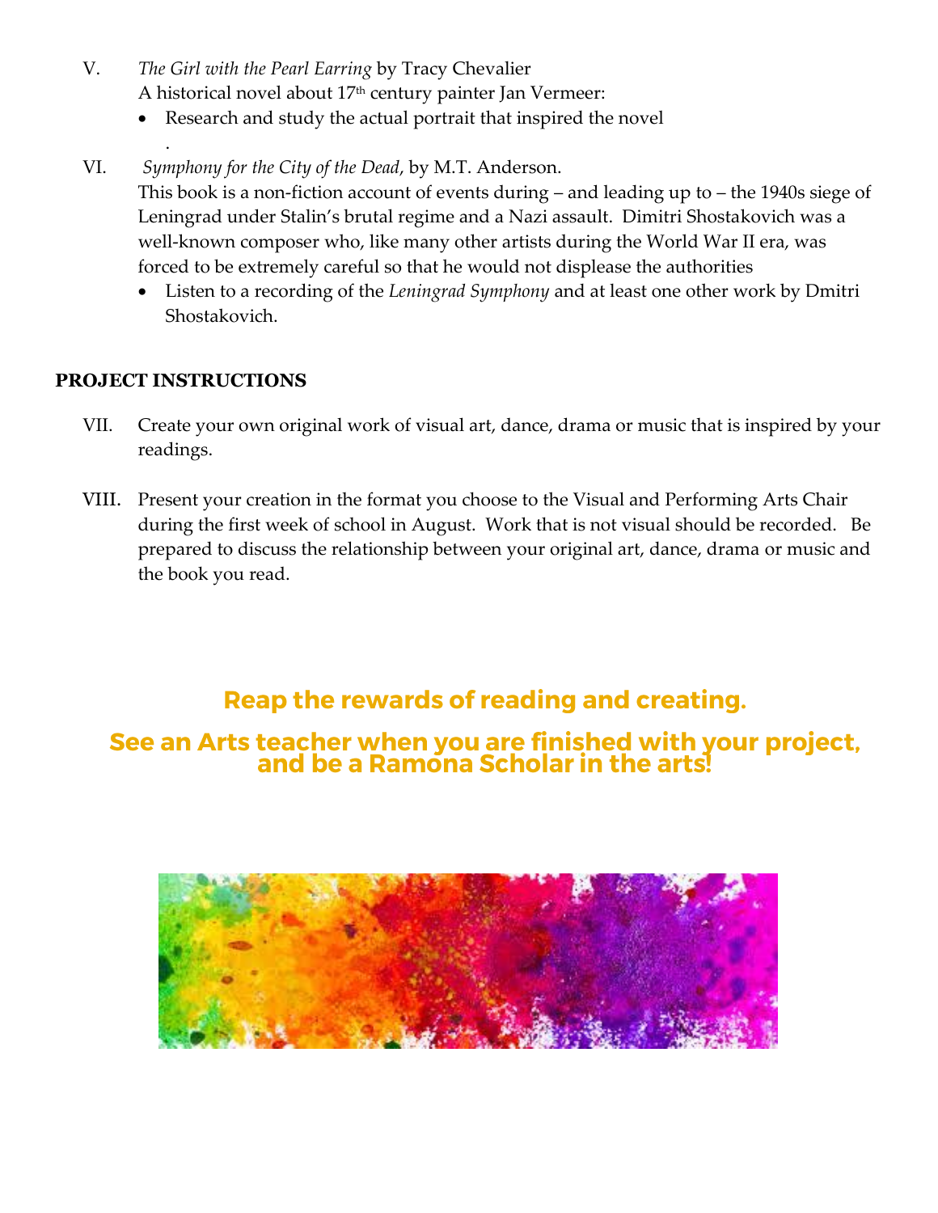V. *The Girl with the Pearl Earring* by Tracy Chevalier
   A historical novel about 17th century painter Jan Vermeer:
   - Research and study the actual portrait that inspired the novel

   .

VI. *Symphony for the City of the Dead*, by M.T. Anderson.
   This book is a non-fiction account of events during – and leading up to – the 1940s siege of Leningrad under Stalin's brutal regime and a Nazi assault. Dimitri Shostakovich was a well-known composer who, like many other artists during the World War II era, was forced to be extremely careful so that he would not displease the authorities
   - Listen to a recording of the *Leningrad Symphony* and at least one other work by Dmitri Shostakovich.

**PROJECT INSTRUCTIONS**

VII. Create your own original work of visual art, dance, drama or music that is inspired by your readings.

VIII. Present your creation in the format you choose to the Visual and Performing Arts Chair during the first week of school in August. Work that is not visual should be recorded. Be prepared to discuss the relationship between your original art, dance, drama or music and the book you read.

## Reap the rewards of reading and creating.

## See an Arts teacher when you are finished with your project, and be a Ramona Scholar in the arts!